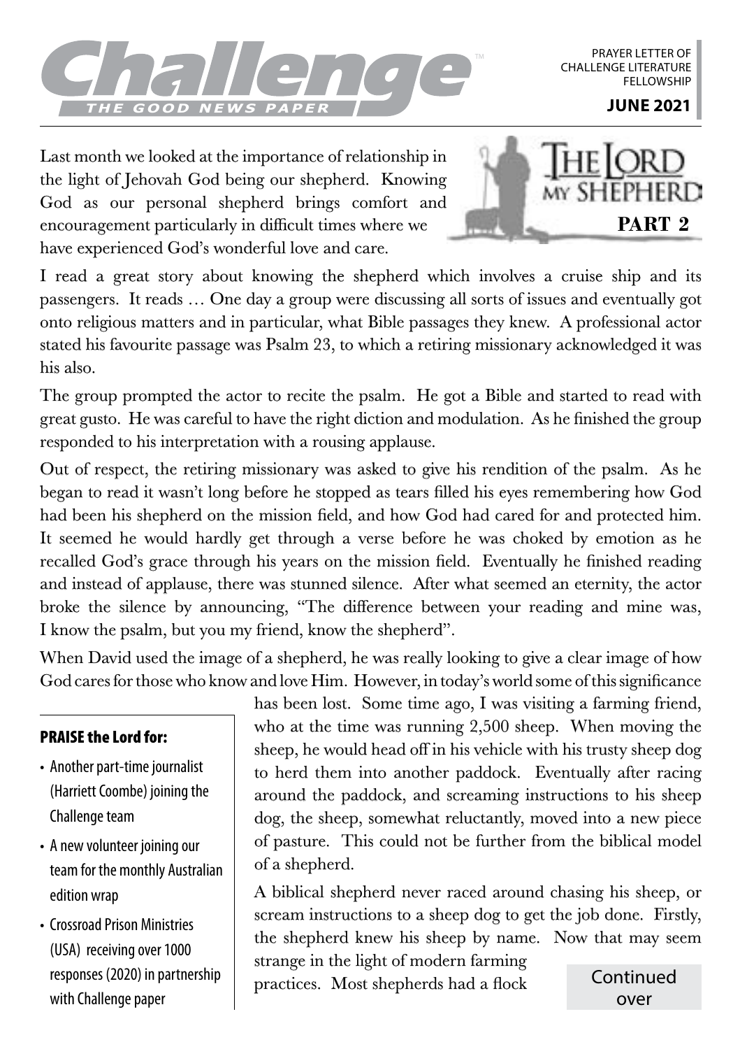# Challenge

THE GOOD NEWS PAPER

PRAYER LETTER OF CHALLENGE LITERATURE FELLOWSHIP

**JUNE 2021**

## The Lord my Shepherd

**PART 2**

Last month we looked at the importance of relationship in the light of Jehovah God being our shepherd. Knowing God as our personal shepherd brings comfort and encouragement particularly in difficult times where we have experienced God's wonderful love and care.

I read a great story about knowing the shepherd which involves a cruise ship and its passengers. It reads … One day a group were discussing all sorts of issues and eventually got onto religious matters and in particular, what Bible passages they knew. A professional actor stated his favourite passage was Psalm 23, to which a retiring missionary acknowledged it was his also.

The group prompted the actor to recite the psalm. He got a Bible and started to read with great gusto. He was careful to have the right diction and modulation. As he finished the group responded to his interpretation with a rousing applause.

Out of respect, the retiring missionary was asked to give his rendition of the psalm. As he began to read it wasn't long before he stopped as tears filled his eyes remembering how God had been his shepherd on the mission field, and how God had cared for and protected him. It seemed he would hardly get through a verse before he was choked by emotion as he recalled God's grace through his years on the mission field. Eventually he finished reading and instead of applause, there was stunned silence. After what seemed an eternity, the actor broke the silence by announcing, "The difference between your reading and mine was, I know the psalm, but you my friend, know the shepherd".

When David used the image of a shepherd, he was really looking to give a clear image of how God cares for those who know and love Him. However, in today's world some of this significance has been lost. Some time ago, I was visiting a farming friend, who at the time was running 2,500 sheep. When moving the sheep, he would head off in his vehicle with his trusty sheep dog to herd them into another paddock. Eventually after racing around the paddock, and screaming instructions to his sheep dog, the sheep, somewhat reluctantly, moved into a new piece of pasture. This could not be further from the biblical model of a shepherd.

A biblical shepherd never raced around chasing his sheep, or scream instructions to a sheep dog to get the job done. Firstly, the shepherd knew his sheep by name. Now that may seem strange in the light of modern farming practices. Most shepherds had a flock

Continued over

### PRAISE the Lord for:

- Another part-time journalist (Harriett Coombe) joining the Challenge team
- A new volunteer joining our team for the monthly Australian edition wrap
- Crossroad Prison Ministries (USA) receiving over 1000 responses (2020) in partnership with Challenge paper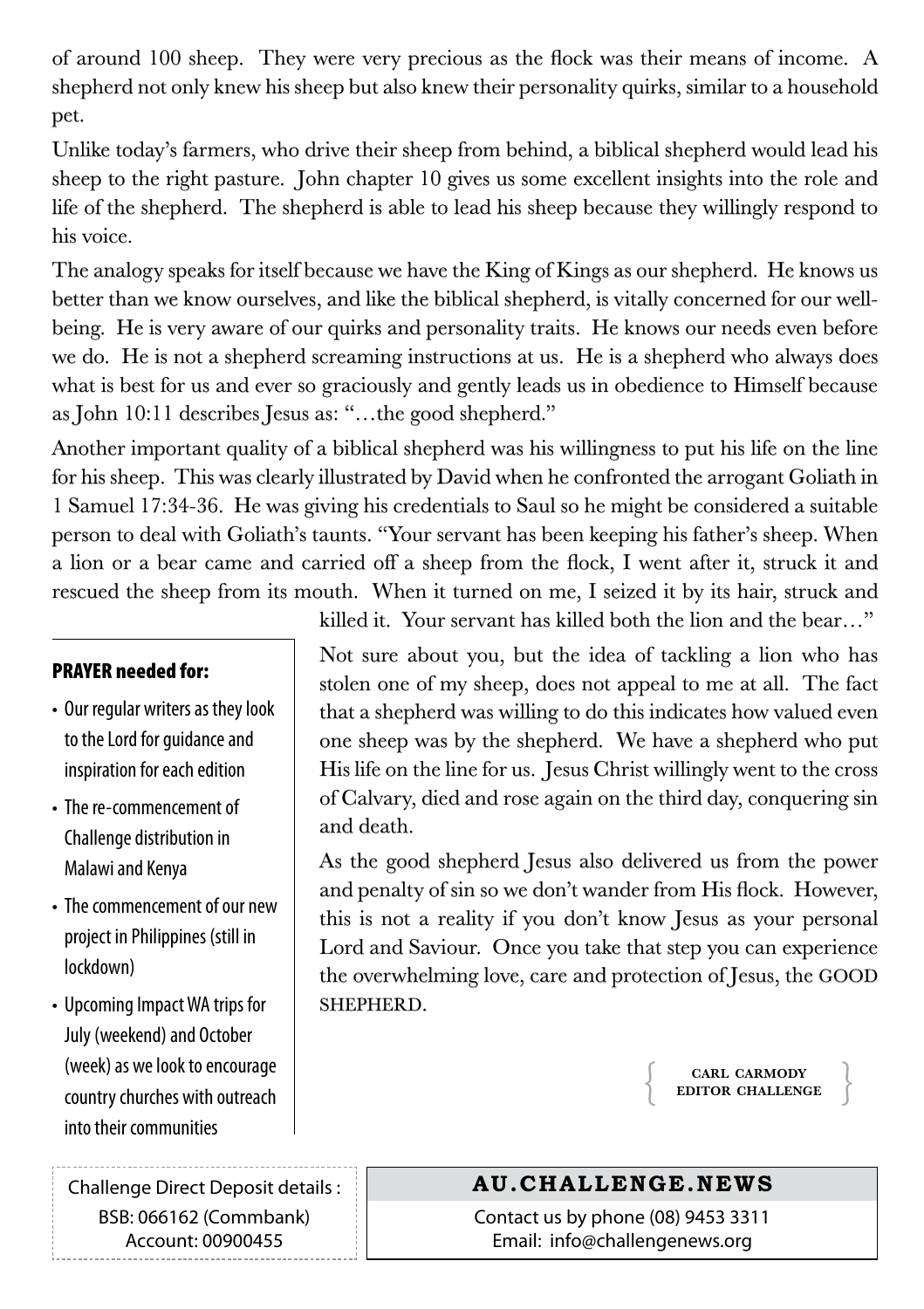of around 100 sheep. They were very precious as the flock was their means of income. A shepherd not only knew his sheep but also knew their personality quirks, similar to a household pet.

Unlike today's farmers, who drive their sheep from behind, a biblical shepherd would lead his sheep to the right pasture. John chapter 10 gives us some excellent insights into the role and life of the shepherd. The shepherd is able to lead his sheep because they willingly respond to his voice.

The analogy speaks for itself because we have the King of Kings as our shepherd. He knows us better than we know ourselves, and like the biblical shepherd, is vitally concerned for our well-being. He is very aware of our quirks and personality traits. He knows our needs even before we do. He is not a shepherd screaming instructions at us. He is a shepherd who always does what is best for us and ever so graciously and gently leads us in obedience to Himself because as John 10:11 describes Jesus as: "…the good shepherd."

Another important quality of a biblical shepherd was his willingness to put his life on the line for his sheep. This was clearly illustrated by David when he confronted the arrogant Goliath in 1 Samuel 17:34-36. He was giving his credentials to Saul so he might be considered a suitable person to deal with Goliath's taunts. "Your servant has been keeping his father's sheep. When a lion or a bear came and carried off a sheep from the flock, I went after it, struck it and rescued the sheep from its mouth. When it turned on me, I seized it by its hair, struck and killed it. Your servant has killed both the lion and the bear…"

Not sure about you, but the idea of tackling a lion who has stolen one of my sheep, does not appeal to me at all. The fact that a shepherd was willing to do this indicates how valued even one sheep was by the shepherd. We have a shepherd who put His life on the line for us. Jesus Christ willingly went to the cross of Calvary, died and rose again on the third day, conquering sin and death.

As the good shepherd Jesus also delivered us from the power and penalty of sin so we don't wander from His flock. However, this is not a reality if you don't know Jesus as your personal Lord and Saviour. Once you take that step you can experience the overwhelming love, care and protection of Jesus, the GOOD SHEPHERD.

CARL CARMODY
EDITOR CHALLENGE

**PRAYER needed for:**

- Our regular writers as they look to the Lord for guidance and inspiration for each edition
- The re-commencement of Challenge distribution in Malawi and Kenya
- The commencement of our new project in Philippines (still in lockdown)
- Upcoming Impact WA trips for July (weekend) and October (week) as we look to encourage country churches with outreach into their communities

Challenge Direct Deposit details :
BSB: 066162 (Commbank)
Account: 00900455

**AU.CHALLENGE.NEWS**

Contact us by phone (08) 9453 3311
Email: info@challengenews.org